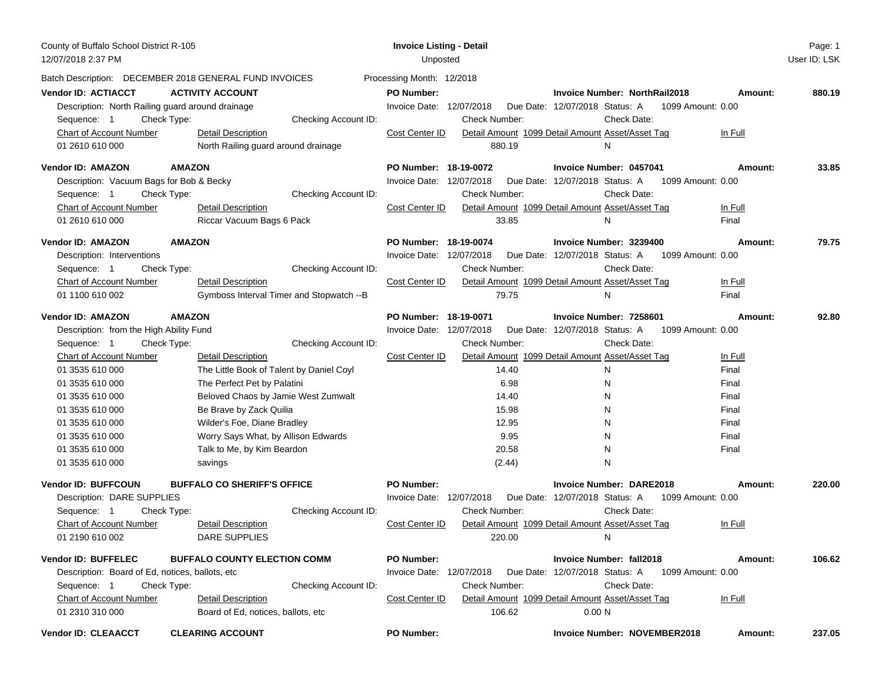County of Buffalo School District R-105
12/07/2018 2:37 PM

**Invoice Listing - Detail**
Unposted

User ID: LSK

Batch Description: DECEMBER 2018 GENERAL FUND INVOICES    Processing Month: 12/2018

---

**Vendor ID: ACTIACCT** **ACTIVITY ACCOUNT** **PO Number:** **Invoice Number: NorthRail2018** **Amount: 880.19**

Description: North Railing guard around drainage
Invoice Date: 12/07/2018 Due Date: 12/07/2018 Status: A 1099 Amount: 0.00
Sequence: 1 Check Type: Checking Account ID: Check Number: Check Date:

| Chart of Account Number | Detail Description | Cost Center ID | Detail Amount | 1099 Detail Amount | Asset/Asset Tag | In Full |
|---|---|---|---|---|---|---|
| 01 2610 610 000 | North Railing guard around drainage | | 880.19 | | N | |

---

**Vendor ID: AMAZON** **AMAZON** **PO Number: 18-19-0072** **Invoice Number: 0457041** **Amount: 33.85**

Description: Vacuum Bags for Bob & Becky
Invoice Date: 12/07/2018 Due Date: 12/07/2018 Status: A 1099 Amount: 0.00
Sequence: 1 Check Type: Checking Account ID: Check Number: Check Date:

| Chart of Account Number | Detail Description | Cost Center ID | Detail Amount | 1099 Detail Amount | Asset/Asset Tag | In Full |
|---|---|---|---|---|---|---|
| 01 2610 610 000 | Riccar Vacuum Bags 6 Pack | | 33.85 | | N | Final |

---

**Vendor ID: AMAZON** **AMAZON** **PO Number: 18-19-0074** **Invoice Number: 3239400** **Amount: 79.75**

Description: Interventions
Invoice Date: 12/07/2018 Due Date: 12/07/2018 Status: A 1099 Amount: 0.00
Sequence: 1 Check Type: Checking Account ID: Check Number: Check Date:

| Chart of Account Number | Detail Description | Cost Center ID | Detail Amount | 1099 Detail Amount | Asset/Asset Tag | In Full |
|---|---|---|---|---|---|---|
| 01 1100 610 002 | Gymboss Interval Timer and Stopwatch --B | | 79.75 | | N | Final |

---

**Vendor ID: AMAZON** **AMAZON** **PO Number: 18-19-0071** **Invoice Number: 7258601** **Amount: 92.80**

Description: from the High Ability Fund
Invoice Date: 12/07/2018 Due Date: 12/07/2018 Status: A 1099 Amount: 0.00
Sequence: 1 Check Type: Checking Account ID: Check Number: Check Date:

| Chart of Account Number | Detail Description | Cost Center ID | Detail Amount | 1099 Detail Amount | Asset/Asset Tag | In Full |
|---|---|---|---|---|---|---|
| 01 3535 610 000 | The Little Book of Talent by Daniel Coyl | | 14.40 | | N | Final |
| 01 3535 610 000 | The Perfect Pet by Palatini | | 6.98 | | N | Final |
| 01 3535 610 000 | Beloved Chaos by Jamie West Zumwalt | | 14.40 | | N | Final |
| 01 3535 610 000 | Be Brave by Zack Quilia | | 15.98 | | N | Final |
| 01 3535 610 000 | Wilder's Foe, Diane Bradley | | 12.95 | | N | Final |
| 01 3535 610 000 | Worry Says What, by Allison Edwards | | 9.95 | | N | Final |
| 01 3535 610 000 | Talk to Me, by Kim Beardon | | 20.58 | | N | Final |
| 01 3535 610 000 | savings | | (2.44) | | N | |

---

**Vendor ID: BUFFCOUN** **BUFFALO CO SHERIFF'S OFFICE** **PO Number:** **Invoice Number: DARE2018** **Amount: 220.00**

Description: DARE SUPPLIES
Invoice Date: 12/07/2018 Due Date: 12/07/2018 Status: A 1099 Amount: 0.00
Sequence: 1 Check Type: Checking Account ID: Check Number: Check Date:

| Chart of Account Number | Detail Description | Cost Center ID | Detail Amount | 1099 Detail Amount | Asset/Asset Tag | In Full |
|---|---|---|---|---|---|---|
| 01 2190 610 002 | DARE SUPPLIES | | 220.00 | | N | |

---

**Vendor ID: BUFFELEC** **BUFFALO COUNTY ELECTION COMM** **PO Number:** **Invoice Number: fall2018** **Amount: 106.62**

Description: Board of Ed, notices, ballots, etc
Invoice Date: 12/07/2018 Due Date: 12/07/2018 Status: A 1099 Amount: 0.00
Sequence: 1 Check Type: Checking Account ID: Check Number: Check Date:

| Chart of Account Number | Detail Description | Cost Center ID | Detail Amount | 1099 Detail Amount | Asset/Asset Tag | In Full |
|---|---|---|---|---|---|---|
| 01 2310 310 000 | Board of Ed, notices, ballots, etc | | 106.62 | 0.00 | N | |

---

**Vendor ID: CLEAACCT** **CLEARING ACCOUNT** **PO Number:** **Invoice Number: NOVEMBER2018** **Amount: 237.05**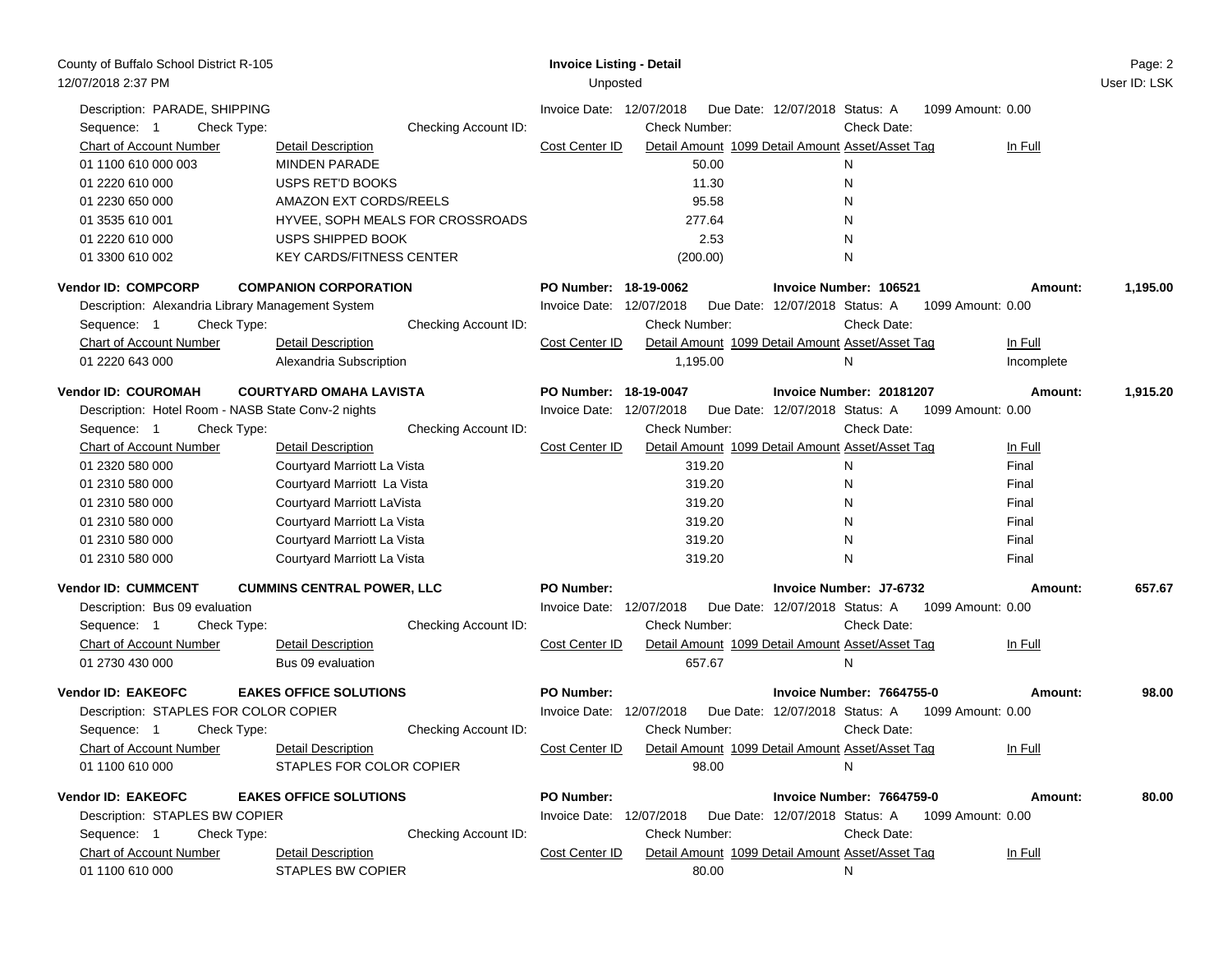County of Buffalo School District R-105
12/07/2018 2:37 PM

**Invoice Listing - Detail**
Unposted

User ID: LSK

Description: PARADE, SHIPPING | Invoice Date: 12/07/2018 | Due Date: 12/07/2018 | Status: A | 1099 Amount: 0.00
Sequence: 1 | Check Type: | Checking Account ID: | Check Number: | Check Date:

| Chart of Account Number | Detail Description | Cost Center ID | Detail Amount | 1099 Detail Amount | Asset/Asset Tag | In Full |
|---|---|---|---|---|---|---|
| 01 1100 610 000 003 | MINDEN PARADE | | 50.00 | | N | |
| 01 2220 610 000 | USPS RET'D BOOKS | | 11.30 | | N | |
| 01 2230 650 000 | AMAZON EXT CORDS/REELS | | 95.58 | | N | |
| 01 3535 610 001 | HYVEE, SOPH MEALS FOR CROSSROADS | | 277.64 | | N | |
| 01 2220 610 000 | USPS SHIPPED BOOK | | 2.53 | | N | |
| 01 3300 610 002 | KEY CARDS/FITNESS CENTER | | (200.00) | | N | |

**Vendor ID: COMPCORP** | **COMPANION CORPORATION** | **PO Number: 18-19-0062** | **Invoice Number: 106521** | **Amount: 1,195.00**
Description: Alexandria Library Management System | Invoice Date: 12/07/2018 | Due Date: 12/07/2018 | Status: A | 1099 Amount: 0.00
Sequence: 1 | Check Type: | Checking Account ID: | Check Number: | Check Date:

| Chart of Account Number | Detail Description | Cost Center ID | Detail Amount | 1099 Detail Amount | Asset/Asset Tag | In Full |
|---|---|---|---|---|---|---|
| 01 2220 643 000 | Alexandria Subscription | | 1,195.00 | | N | Incomplete |

**Vendor ID: COUROMAH** | **COURTYARD OMAHA LAVISTA** | **PO Number: 18-19-0047** | **Invoice Number: 20181207** | **Amount: 1,915.20**
Description: Hotel Room - NASB State Conv-2 nights | Invoice Date: 12/07/2018 | Due Date: 12/07/2018 | Status: A | 1099 Amount: 0.00
Sequence: 1 | Check Type: | Checking Account ID: | Check Number: | Check Date:

| Chart of Account Number | Detail Description | Cost Center ID | Detail Amount | 1099 Detail Amount | Asset/Asset Tag | In Full |
|---|---|---|---|---|---|---|
| 01 2320 580 000 | Courtyard Marriott La Vista | | 319.20 | | N | Final |
| 01 2310 580 000 | Courtyard Marriott La Vista | | 319.20 | | N | Final |
| 01 2310 580 000 | Courtyard Marriott LaVista | | 319.20 | | N | Final |
| 01 2310 580 000 | Courtyard Marriott La Vista | | 319.20 | | N | Final |
| 01 2310 580 000 | Courtyard Marriott La Vista | | 319.20 | | N | Final |
| 01 2310 580 000 | Courtyard Marriott La Vista | | 319.20 | | N | Final |

**Vendor ID: CUMMCENT** | **CUMMINS CENTRAL POWER, LLC** | **PO Number:** | **Invoice Number: J7-6732** | **Amount: 657.67**
Description: Bus 09 evaluation | Invoice Date: 12/07/2018 | Due Date: 12/07/2018 | Status: A | 1099 Amount: 0.00
Sequence: 1 | Check Type: | Checking Account ID: | Check Number: | Check Date:

| Chart of Account Number | Detail Description | Cost Center ID | Detail Amount | 1099 Detail Amount | Asset/Asset Tag | In Full |
|---|---|---|---|---|---|---|
| 01 2730 430 000 | Bus 09 evaluation | | 657.67 | | N | |

**Vendor ID: EAKEOFC** | **EAKES OFFICE SOLUTIONS** | **PO Number:** | **Invoice Number: 7664755-0** | **Amount: 98.00**
Description: STAPLES FOR COLOR COPIER | Invoice Date: 12/07/2018 | Due Date: 12/07/2018 | Status: A | 1099 Amount: 0.00
Sequence: 1 | Check Type: | Checking Account ID: | Check Number: | Check Date:

| Chart of Account Number | Detail Description | Cost Center ID | Detail Amount | 1099 Detail Amount | Asset/Asset Tag | In Full |
|---|---|---|---|---|---|---|
| 01 1100 610 000 | STAPLES FOR COLOR COPIER | | 98.00 | | N | |

**Vendor ID: EAKEOFC** | **EAKES OFFICE SOLUTIONS** | **PO Number:** | **Invoice Number: 7664759-0** | **Amount: 80.00**
Description: STAPLES BW COPIER | Invoice Date: 12/07/2018 | Due Date: 12/07/2018 | Status: A | 1099 Amount: 0.00
Sequence: 1 | Check Type: | Checking Account ID: | Check Number: | Check Date:

| Chart of Account Number | Detail Description | Cost Center ID | Detail Amount | 1099 Detail Amount | Asset/Asset Tag | In Full |
|---|---|---|---|---|---|---|
| 01 1100 610 000 | STAPLES BW COPIER | | 80.00 | | N | |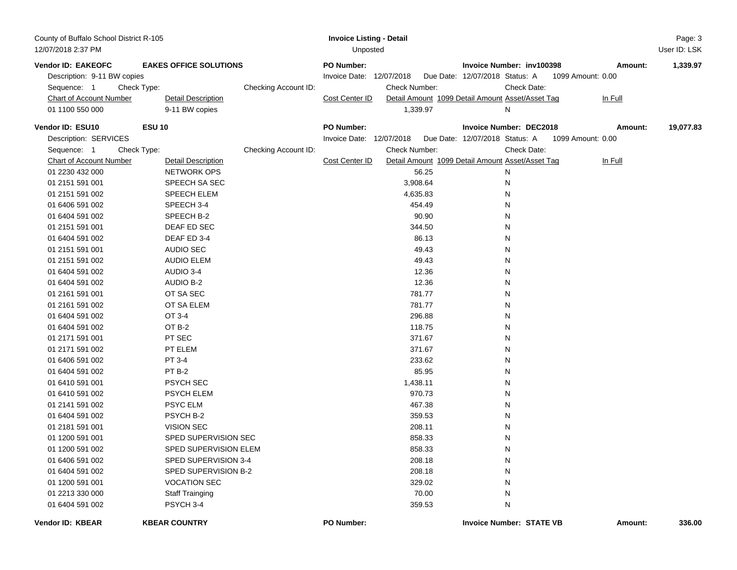**Vendor ID: EAKEOFC** **EAKES OFFICE SOLUTIONS** **PO Number:** **Invoice Number: inv100398** **Amount: 1,339.97**

Description: 9-11 BW copies | Invoice Date: 12/07/2018 | Due Date: 12/07/2018 | Status: A | 1099 Amount: 0.00

Sequence: 1 | Check Type: | Checking Account ID: | Check Number: | Check Date:

| Chart of Account Number | Detail Description | Cost Center ID | Detail Amount | 1099 Detail Amount | Asset/Asset Tag | In Full |
|---|---|---|---|---|---|---|
| 01 1100 550 000 | 9-11 BW copies | | 1,339.97 | | N | |

**Vendor ID: ESU10** **ESU 10** **PO Number:** **Invoice Number: DEC2018** **Amount: 19,077.83**

Description: SERVICES | Invoice Date: 12/07/2018 | Due Date: 12/07/2018 | Status: A | 1099 Amount: 0.00

Sequence: 1 | Check Type: | Checking Account ID: | Check Number: | Check Date:

| Chart of Account Number | Detail Description | Cost Center ID | Detail Amount | 1099 Detail Amount | Asset/Asset Tag | In Full |
|---|---|---|---|---|---|---|
| 01 2230 432 000 | NETWORK OPS | | 56.25 | | N | |
| 01 2151 591 001 | SPEECH SA SEC | | 3,908.64 | | N | |
| 01 2151 591 002 | SPEECH ELEM | | 4,635.83 | | N | |
| 01 6406 591 002 | SPEECH 3-4 | | 454.49 | | N | |
| 01 6404 591 002 | SPEECH B-2 | | 90.90 | | N | |
| 01 2151 591 001 | DEAF ED SEC | | 344.50 | | N | |
| 01 6404 591 002 | DEAF ED 3-4 | | 86.13 | | N | |
| 01 2151 591 001 | AUDIO SEC | | 49.43 | | N | |
| 01 2151 591 002 | AUDIO ELEM | | 49.43 | | N | |
| 01 6404 591 002 | AUDIO 3-4 | | 12.36 | | N | |
| 01 6404 591 002 | AUDIO B-2 | | 12.36 | | N | |
| 01 2161 591 001 | OT SA SEC | | 781.77 | | N | |
| 01 2161 591 002 | OT SA ELEM | | 781.77 | | N | |
| 01 6404 591 002 | OT 3-4 | | 296.88 | | N | |
| 01 6404 591 002 | OT B-2 | | 118.75 | | N | |
| 01 2171 591 001 | PT SEC | | 371.67 | | N | |
| 01 2171 591 002 | PT ELEM | | 371.67 | | N | |
| 01 6406 591 002 | PT 3-4 | | 233.62 | | N | |
| 01 6404 591 002 | PT B-2 | | 85.95 | | N | |
| 01 6410 591 001 | PSYCH SEC | | 1,438.11 | | N | |
| 01 6410 591 002 | PSYCH ELEM | | 970.73 | | N | |
| 01 2141 591 002 | PSYC ELM | | 467.38 | | N | |
| 01 6404 591 002 | PSYCH B-2 | | 359.53 | | N | |
| 01 2181 591 001 | VISION SEC | | 208.11 | | N | |
| 01 1200 591 001 | SPED SUPERVISION SEC | | 858.33 | | N | |
| 01 1200 591 002 | SPED SUPERVISION ELEM | | 858.33 | | N | |
| 01 6406 591 002 | SPED SUPERVISION 3-4 | | 208.18 | | N | |
| 01 6404 591 002 | SPED SUPERVISION B-2 | | 208.18 | | N | |
| 01 1200 591 001 | VOCATION SEC | | 329.02 | | N | |
| 01 2213 330 000 | Staff Trainging | | 70.00 | | N | |
| 01 6404 591 002 | PSYCH 3-4 | | 359.53 | | N | |

**Vendor ID: KBEAR** **KBEAR COUNTRY** **PO Number:** **Invoice Number: STATE VB** **Amount: 336.00**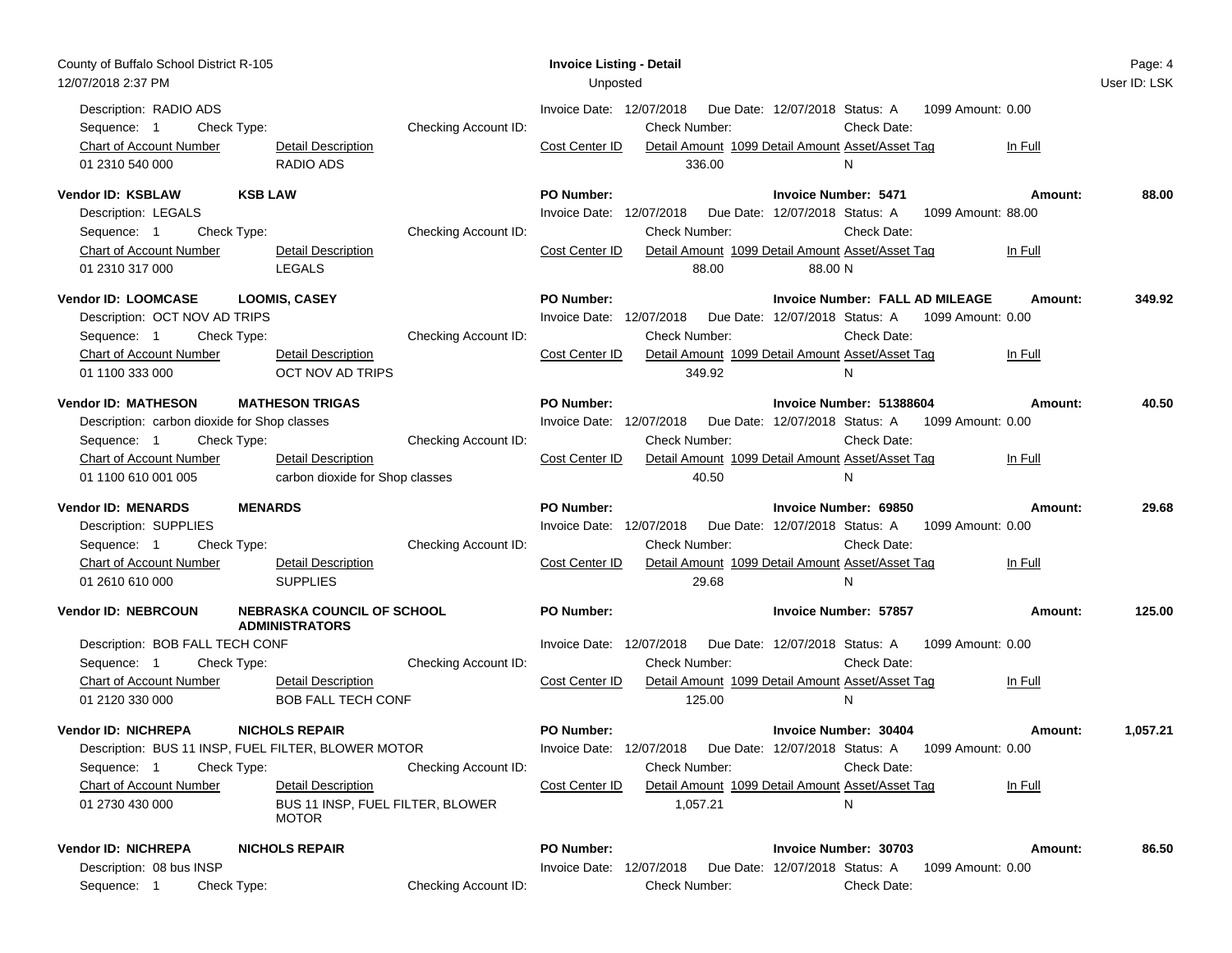Description: RADIO ADS | Invoice Date: 12/07/2018 | Due Date: 12/07/2018 | Status: A | 1099 Amount: 0.00

Sequence: 1 | Check Type: | Checking Account ID: | Check Number: | Check Date:

| Chart of Account Number | Detail Description | Cost Center ID | Detail Amount | 1099 Detail Amount | Asset/Asset Tag | In Full |
|---|---|---|---|---|---|---|
| 01 2310 540 000 | RADIO ADS | | 336.00 | | N | |

**Vendor ID: KSBLAW** | **KSB LAW** | **PO Number:** | **Invoice Number: 5471** | **Amount: 88.00**

Description: LEGALS | Invoice Date: 12/07/2018 | Due Date: 12/07/2018 | Status: A | 1099 Amount: 88.00

Sequence: 1 | Check Type: | Checking Account ID: | Check Number: | Check Date:

| Chart of Account Number | Detail Description | Cost Center ID | Detail Amount | 1099 Detail Amount | Asset/Asset Tag | In Full |
|---|---|---|---|---|---|---|
| 01 2310 317 000 | LEGALS | | 88.00 | 88.00 | N | |

**Vendor ID: LOOMCASE** | **LOOMIS, CASEY** | **PO Number:** | **Invoice Number: FALL AD MILEAGE** | **Amount: 349.92**

Description: OCT NOV AD TRIPS | Invoice Date: 12/07/2018 | Due Date: 12/07/2018 | Status: A | 1099 Amount: 0.00

Sequence: 1 | Check Type: | Checking Account ID: | Check Number: | Check Date:

| Chart of Account Number | Detail Description | Cost Center ID | Detail Amount | 1099 Detail Amount | Asset/Asset Tag | In Full |
|---|---|---|---|---|---|---|
| 01 1100 333 000 | OCT NOV AD TRIPS | | 349.92 | | N | |

**Vendor ID: MATHESON** | **MATHESON TRIGAS** | **PO Number:** | **Invoice Number: 51388604** | **Amount: 40.50**

Description: carbon dioxide for Shop classes | Invoice Date: 12/07/2018 | Due Date: 12/07/2018 | Status: A | 1099 Amount: 0.00

Sequence: 1 | Check Type: | Checking Account ID: | Check Number: | Check Date:

| Chart of Account Number | Detail Description | Cost Center ID | Detail Amount | 1099 Detail Amount | Asset/Asset Tag | In Full |
|---|---|---|---|---|---|---|
| 01 1100 610 001 005 | carbon dioxide for Shop classes | | 40.50 | | N | |

**Vendor ID: MENARDS** | **MENARDS** | **PO Number:** | **Invoice Number: 69850** | **Amount: 29.68**

Description: SUPPLIES | Invoice Date: 12/07/2018 | Due Date: 12/07/2018 | Status: A | 1099 Amount: 0.00

Sequence: 1 | Check Type: | Checking Account ID: | Check Number: | Check Date:

| Chart of Account Number | Detail Description | Cost Center ID | Detail Amount | 1099 Detail Amount | Asset/Asset Tag | In Full |
|---|---|---|---|---|---|---|
| 01 2610 610 000 | SUPPLIES | | 29.68 | | N | |

**Vendor ID: NEBRCOUN** | **NEBRASKA COUNCIL OF SCHOOL ADMINISTRATORS** | **PO Number:** | **Invoice Number: 57857** | **Amount: 125.00**

Description: BOB FALL TECH CONF | Invoice Date: 12/07/2018 | Due Date: 12/07/2018 | Status: A | 1099 Amount: 0.00

Sequence: 1 | Check Type: | Checking Account ID: | Check Number: | Check Date:

| Chart of Account Number | Detail Description | Cost Center ID | Detail Amount | 1099 Detail Amount | Asset/Asset Tag | In Full |
|---|---|---|---|---|---|---|
| 01 2120 330 000 | BOB FALL TECH CONF | | 125.00 | | N | |

**Vendor ID: NICHREPA** | **NICHOLS REPAIR** | **PO Number:** | **Invoice Number: 30404** | **Amount: 1,057.21**

Description: BUS 11 INSP, FUEL FILTER, BLOWER MOTOR | Invoice Date: 12/07/2018 | Due Date: 12/07/2018 | Status: A | 1099 Amount: 0.00

Sequence: 1 | Check Type: | Checking Account ID: | Check Number: | Check Date:

| Chart of Account Number | Detail Description | Cost Center ID | Detail Amount | 1099 Detail Amount | Asset/Asset Tag | In Full |
|---|---|---|---|---|---|---|
| 01 2730 430 000 | BUS 11 INSP, FUEL FILTER, BLOWER MOTOR | | 1,057.21 | | N | |

**Vendor ID: NICHREPA** | **NICHOLS REPAIR** | **PO Number:** | **Invoice Number: 30703** | **Amount: 86.50**

Description: 08 bus INSP | Invoice Date: 12/07/2018 | Due Date: 12/07/2018 | Status: A | 1099 Amount: 0.00

Sequence: 1 | Check Type: | Checking Account ID: | Check Number: | Check Date: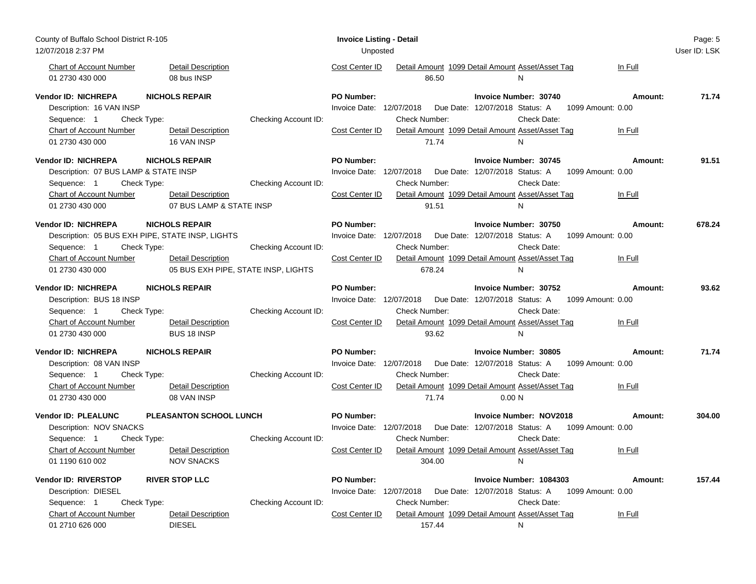| Chart of Account Number | Detail Description | Cost Center ID | Detail Amount | 1099 Detail Amount | Asset/Asset Tag | In Full |
|---|---|---|---|---|---|---|
| 01 2730 430 000 | 08 bus INSP | | 86.50 | | N | |

**Vendor ID: NICHREPA** **NICHOLS REPAIR** **PO Number:** **Invoice Number: 30740** **Amount: 71.74**

Description: 16 VAN INSP
Invoice Date: 12/07/2018 Due Date: 12/07/2018 Status: A 1099 Amount: 0.00
Sequence: 1 Check Type: Checking Account ID: Check Number: Check Date:

| Chart of Account Number | Detail Description | Cost Center ID | Detail Amount | 1099 Detail Amount | Asset/Asset Tag | In Full |
|---|---|---|---|---|---|---|
| 01 2730 430 000 | 16 VAN INSP | | 71.74 | | N | |

**Vendor ID: NICHREPA** **NICHOLS REPAIR** **PO Number:** **Invoice Number: 30745** **Amount: 91.51**

Description: 07 BUS LAMP & STATE INSP
Invoice Date: 12/07/2018 Due Date: 12/07/2018 Status: A 1099 Amount: 0.00
Sequence: 1 Check Type: Checking Account ID: Check Number: Check Date:

| Chart of Account Number | Detail Description | Cost Center ID | Detail Amount | 1099 Detail Amount | Asset/Asset Tag | In Full |
|---|---|---|---|---|---|---|
| 01 2730 430 000 | 07 BUS LAMP & STATE INSP | | 91.51 | | N | |

**Vendor ID: NICHREPA** **NICHOLS REPAIR** **PO Number:** **Invoice Number: 30750** **Amount: 678.24**

Description: 05 BUS EXH PIPE, STATE INSP, LIGHTS
Invoice Date: 12/07/2018 Due Date: 12/07/2018 Status: A 1099 Amount: 0.00
Sequence: 1 Check Type: Checking Account ID: Check Number: Check Date:

| Chart of Account Number | Detail Description | Cost Center ID | Detail Amount | 1099 Detail Amount | Asset/Asset Tag | In Full |
|---|---|---|---|---|---|---|
| 01 2730 430 000 | 05 BUS EXH PIPE, STATE INSP, LIGHTS | | 678.24 | | N | |

**Vendor ID: NICHREPA** **NICHOLS REPAIR** **PO Number:** **Invoice Number: 30752** **Amount: 93.62**

Description: BUS 18 INSP
Invoice Date: 12/07/2018 Due Date: 12/07/2018 Status: A 1099 Amount: 0.00
Sequence: 1 Check Type: Checking Account ID: Check Number: Check Date:

| Chart of Account Number | Detail Description | Cost Center ID | Detail Amount | 1099 Detail Amount | Asset/Asset Tag | In Full |
|---|---|---|---|---|---|---|
| 01 2730 430 000 | BUS 18 INSP | | 93.62 | | N | |

**Vendor ID: NICHREPA** **NICHOLS REPAIR** **PO Number:** **Invoice Number: 30805** **Amount: 71.74**

Description: 08 VAN INSP
Invoice Date: 12/07/2018 Due Date: 12/07/2018 Status: A 1099 Amount: 0.00
Sequence: 1 Check Type: Checking Account ID: Check Number: Check Date:

| Chart of Account Number | Detail Description | Cost Center ID | Detail Amount | 1099 Detail Amount | Asset/Asset Tag | In Full |
|---|---|---|---|---|---|---|
| 01 2730 430 000 | 08 VAN INSP | | 71.74 | 0.00 | N | |

**Vendor ID: PLEALUNC** **PLEASANTON SCHOOL LUNCH** **PO Number:** **Invoice Number: NOV2018** **Amount: 304.00**

Description: NOV SNACKS
Invoice Date: 12/07/2018 Due Date: 12/07/2018 Status: A 1099 Amount: 0.00
Sequence: 1 Check Type: Checking Account ID: Check Number: Check Date:

| Chart of Account Number | Detail Description | Cost Center ID | Detail Amount | 1099 Detail Amount | Asset/Asset Tag | In Full |
|---|---|---|---|---|---|---|
| 01 1190 610 002 | NOV SNACKS | | 304.00 | | N | |

**Vendor ID: RIVERSTOP** **RIVER STOP LLC** **PO Number:** **Invoice Number: 1084303** **Amount: 157.44**

Description: DIESEL
Invoice Date: 12/07/2018 Due Date: 12/07/2018 Status: A 1099 Amount: 0.00
Sequence: 1 Check Type: Checking Account ID: Check Number: Check Date:

| Chart of Account Number | Detail Description | Cost Center ID | Detail Amount | 1099 Detail Amount | Asset/Asset Tag | In Full |
|---|---|---|---|---|---|---|
| 01 2710 626 000 | DIESEL | | 157.44 | | N | |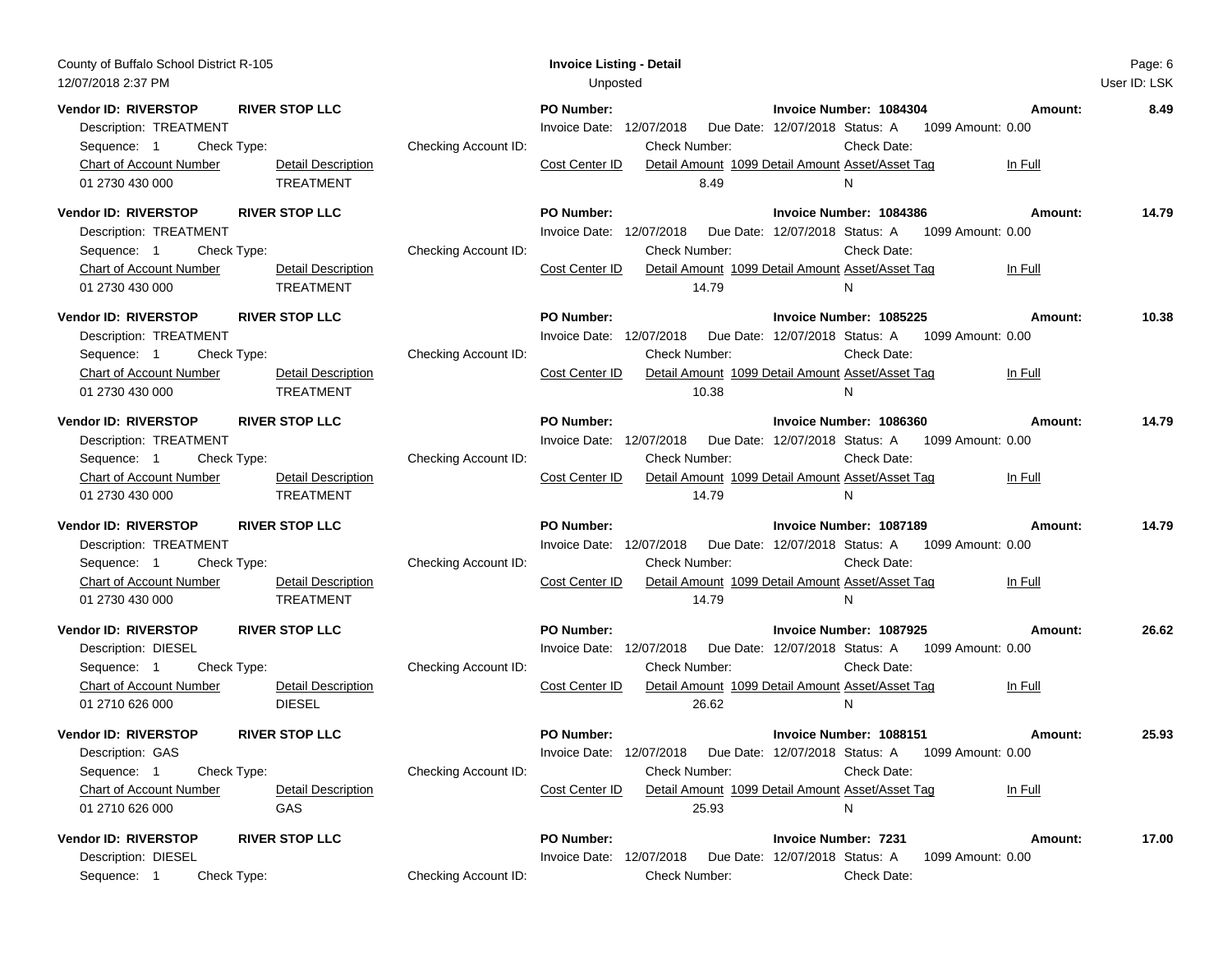**Vendor ID: RIVERSTOP** **RIVER STOP LLC** | **PO Number:** | **Invoice Number: 1084304** | **Amount: 8.49**

Description: TREATMENT | Invoice Date: 12/07/2018 | Due Date: 12/07/2018 | Status: A | 1099 Amount: 0.00

Sequence: 1 | Check Type: | Checking Account ID: | Check Number: | Check Date:

| Chart of Account Number | Detail Description | Cost Center ID | Detail Amount | 1099 Detail Amount | Asset/Asset Tag | In Full |
|---|---|---|---|---|---|---|
| 01 2730 430 000 | TREATMENT | | 8.49 | | | N |

**Vendor ID: RIVERSTOP** **RIVER STOP LLC** | **PO Number:** | **Invoice Number: 1084386** | **Amount: 14.79**

Description: TREATMENT | Invoice Date: 12/07/2018 | Due Date: 12/07/2018 | Status: A | 1099 Amount: 0.00

Sequence: 1 | Check Type: | Checking Account ID: | Check Number: | Check Date:

| Chart of Account Number | Detail Description | Cost Center ID | Detail Amount | 1099 Detail Amount | Asset/Asset Tag | In Full |
|---|---|---|---|---|---|---|
| 01 2730 430 000 | TREATMENT | | 14.79 | | | N |

**Vendor ID: RIVERSTOP** **RIVER STOP LLC** | **PO Number:** | **Invoice Number: 1085225** | **Amount: 10.38**

Description: TREATMENT | Invoice Date: 12/07/2018 | Due Date: 12/07/2018 | Status: A | 1099 Amount: 0.00

Sequence: 1 | Check Type: | Checking Account ID: | Check Number: | Check Date:

| Chart of Account Number | Detail Description | Cost Center ID | Detail Amount | 1099 Detail Amount | Asset/Asset Tag | In Full |
|---|---|---|---|---|---|---|
| 01 2730 430 000 | TREATMENT | | 10.38 | | | N |

**Vendor ID: RIVERSTOP** **RIVER STOP LLC** | **PO Number:** | **Invoice Number: 1086360** | **Amount: 14.79**

Description: TREATMENT | Invoice Date: 12/07/2018 | Due Date: 12/07/2018 | Status: A | 1099 Amount: 0.00

Sequence: 1 | Check Type: | Checking Account ID: | Check Number: | Check Date:

| Chart of Account Number | Detail Description | Cost Center ID | Detail Amount | 1099 Detail Amount | Asset/Asset Tag | In Full |
|---|---|---|---|---|---|---|
| 01 2730 430 000 | TREATMENT | | 14.79 | | | N |

**Vendor ID: RIVERSTOP** **RIVER STOP LLC** | **PO Number:** | **Invoice Number: 1087189** | **Amount: 14.79**

Description: TREATMENT | Invoice Date: 12/07/2018 | Due Date: 12/07/2018 | Status: A | 1099 Amount: 0.00

Sequence: 1 | Check Type: | Checking Account ID: | Check Number: | Check Date:

| Chart of Account Number | Detail Description | Cost Center ID | Detail Amount | 1099 Detail Amount | Asset/Asset Tag | In Full |
|---|---|---|---|---|---|---|
| 01 2730 430 000 | TREATMENT | | 14.79 | | | N |

**Vendor ID: RIVERSTOP** **RIVER STOP LLC** | **PO Number:** | **Invoice Number: 1087925** | **Amount: 26.62**

Description: DIESEL | Invoice Date: 12/07/2018 | Due Date: 12/07/2018 | Status: A | 1099 Amount: 0.00

Sequence: 1 | Check Type: | Checking Account ID: | Check Number: | Check Date:

| Chart of Account Number | Detail Description | Cost Center ID | Detail Amount | 1099 Detail Amount | Asset/Asset Tag | In Full |
|---|---|---|---|---|---|---|
| 01 2710 626 000 | DIESEL | | 26.62 | | | N |

**Vendor ID: RIVERSTOP** **RIVER STOP LLC** | **PO Number:** | **Invoice Number: 1088151** | **Amount: 25.93**

Description: GAS | Invoice Date: 12/07/2018 | Due Date: 12/07/2018 | Status: A | 1099 Amount: 0.00

Sequence: 1 | Check Type: | Checking Account ID: | Check Number: | Check Date:

| Chart of Account Number | Detail Description | Cost Center ID | Detail Amount | 1099 Detail Amount | Asset/Asset Tag | In Full |
|---|---|---|---|---|---|---|
| 01 2710 626 000 | GAS | | 25.93 | | | N |

**Vendor ID: RIVERSTOP** **RIVER STOP LLC** | **PO Number:** | **Invoice Number: 7231** | **Amount: 17.00**

Description: DIESEL | Invoice Date: 12/07/2018 | Due Date: 12/07/2018 | Status: A | 1099 Amount: 0.00

Sequence: 1 | Check Type: | Checking Account ID: | Check Number: | Check Date: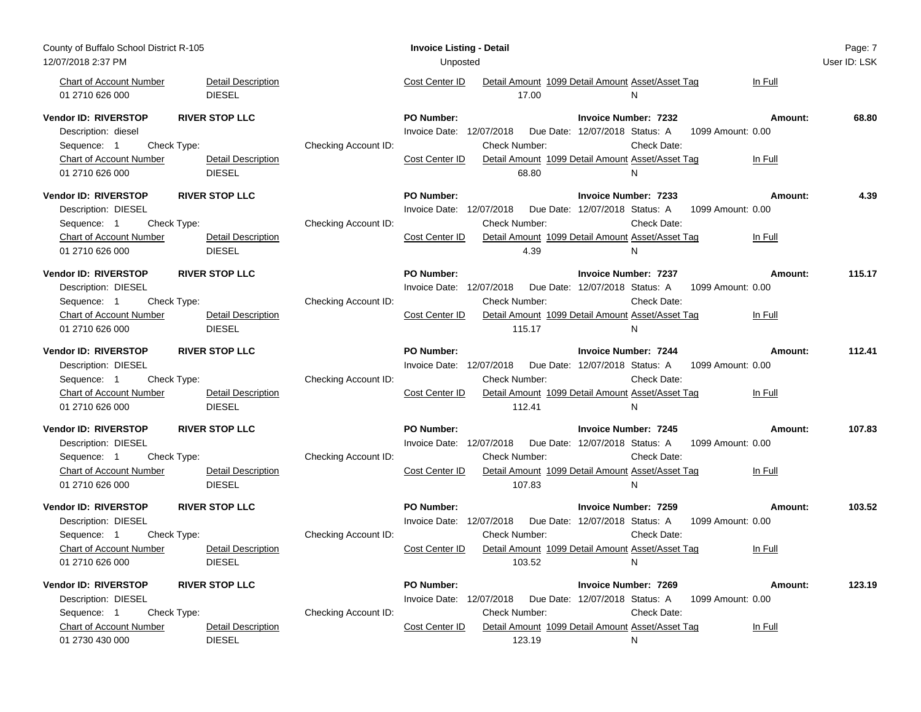| Chart of Account Number | Detail Description | Cost Center ID | Detail Amount | 1099 Detail Amount | Asset/Asset Tag | In Full |
|---|---|---|---|---|---|---|
| 01 2710 626 000 | DIESEL | | 17.00 | | N | |

**Vendor ID: RIVERSTOP** **RIVER STOP LLC** **PO Number:** **Invoice Number: 7232** **Amount: 68.80**

Description: diesel — Invoice Date: 12/07/2018 Due Date: 12/07/2018 Status: A 1099 Amount: 0.00

Sequence: 1 Check Type: Checking Account ID: Check Number: Check Date:

| Chart of Account Number | Detail Description | Cost Center ID | Detail Amount | 1099 Detail Amount | Asset/Asset Tag | In Full |
|---|---|---|---|---|---|---|
| 01 2710 626 000 | DIESEL | | 68.80 | | N | |

**Vendor ID: RIVERSTOP** **RIVER STOP LLC** **PO Number:** **Invoice Number: 7233** **Amount: 4.39**

Description: DIESEL — Invoice Date: 12/07/2018 Due Date: 12/07/2018 Status: A 1099 Amount: 0.00

Sequence: 1 Check Type: Checking Account ID: Check Number: Check Date:

| Chart of Account Number | Detail Description | Cost Center ID | Detail Amount | 1099 Detail Amount | Asset/Asset Tag | In Full |
|---|---|---|---|---|---|---|
| 01 2710 626 000 | DIESEL | | 4.39 | | N | |

**Vendor ID: RIVERSTOP** **RIVER STOP LLC** **PO Number:** **Invoice Number: 7237** **Amount: 115.17**

Description: DIESEL — Invoice Date: 12/07/2018 Due Date: 12/07/2018 Status: A 1099 Amount: 0.00

Sequence: 1 Check Type: Checking Account ID: Check Number: Check Date:

| Chart of Account Number | Detail Description | Cost Center ID | Detail Amount | 1099 Detail Amount | Asset/Asset Tag | In Full |
|---|---|---|---|---|---|---|
| 01 2710 626 000 | DIESEL | | 115.17 | | N | |

**Vendor ID: RIVERSTOP** **RIVER STOP LLC** **PO Number:** **Invoice Number: 7244** **Amount: 112.41**

Description: DIESEL — Invoice Date: 12/07/2018 Due Date: 12/07/2018 Status: A 1099 Amount: 0.00

Sequence: 1 Check Type: Checking Account ID: Check Number: Check Date:

| Chart of Account Number | Detail Description | Cost Center ID | Detail Amount | 1099 Detail Amount | Asset/Asset Tag | In Full |
|---|---|---|---|---|---|---|
| 01 2710 626 000 | DIESEL | | 112.41 | | N | |

**Vendor ID: RIVERSTOP** **RIVER STOP LLC** **PO Number:** **Invoice Number: 7245** **Amount: 107.83**

Description: DIESEL — Invoice Date: 12/07/2018 Due Date: 12/07/2018 Status: A 1099 Amount: 0.00

Sequence: 1 Check Type: Checking Account ID: Check Number: Check Date:

| Chart of Account Number | Detail Description | Cost Center ID | Detail Amount | 1099 Detail Amount | Asset/Asset Tag | In Full |
|---|---|---|---|---|---|---|
| 01 2710 626 000 | DIESEL | | 107.83 | | N | |

**Vendor ID: RIVERSTOP** **RIVER STOP LLC** **PO Number:** **Invoice Number: 7259** **Amount: 103.52**

Description: DIESEL — Invoice Date: 12/07/2018 Due Date: 12/07/2018 Status: A 1099 Amount: 0.00

Sequence: 1 Check Type: Checking Account ID: Check Number: Check Date:

| Chart of Account Number | Detail Description | Cost Center ID | Detail Amount | 1099 Detail Amount | Asset/Asset Tag | In Full |
|---|---|---|---|---|---|---|
| 01 2710 626 000 | DIESEL | | 103.52 | | N | |

**Vendor ID: RIVERSTOP** **RIVER STOP LLC** **PO Number:** **Invoice Number: 7269** **Amount: 123.19**

Description: DIESEL — Invoice Date: 12/07/2018 Due Date: 12/07/2018 Status: A 1099 Amount: 0.00

Sequence: 1 Check Type: Checking Account ID: Check Number: Check Date:

| Chart of Account Number | Detail Description | Cost Center ID | Detail Amount | 1099 Detail Amount | Asset/Asset Tag | In Full |
|---|---|---|---|---|---|---|
| 01 2730 430 000 | DIESEL | | 123.19 | | N | |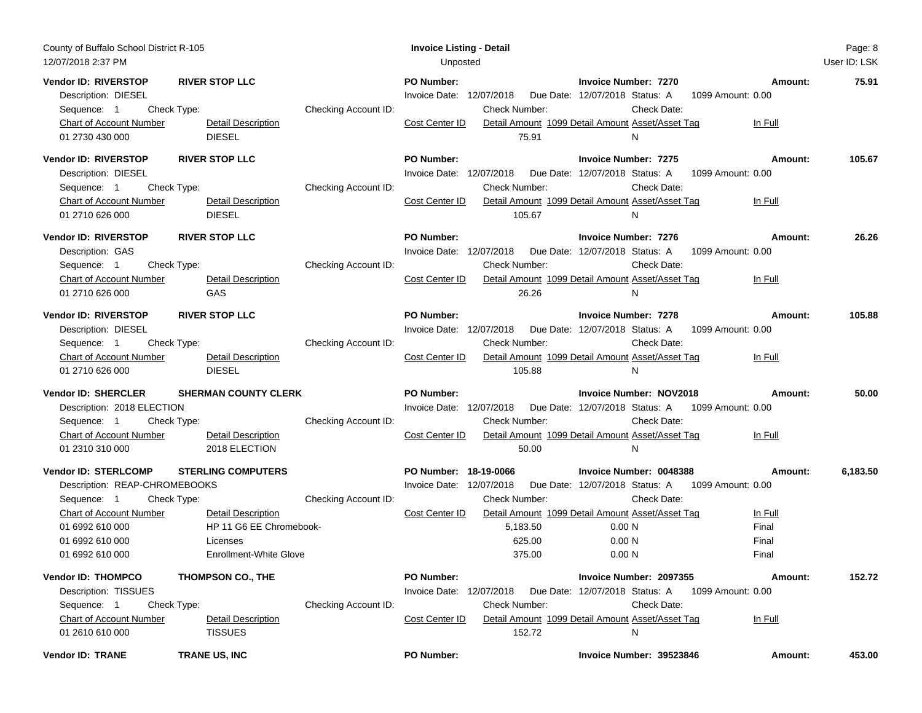County of Buffalo School District R-105
12/07/2018 2:37 PM

**Invoice Listing - Detail**
Unposted

User ID: LSK

**Vendor ID: RIVERSTOP** **RIVER STOP LLC** **PO Number:** **Invoice Number: 7270** **Amount: 75.91**
Description: DIESEL
Invoice Date: 12/07/2018 Due Date: 12/07/2018 Status: A 1099 Amount: 0.00
Sequence: 1 Check Type: Checking Account ID: Check Number: Check Date:

| Chart of Account Number | Detail Description | Cost Center ID | Detail Amount | 1099 Detail Amount | Asset/Asset Tag | In Full |
|---|---|---|---|---|---|---|
| 01 2730 430 000 | DIESEL | | 75.91 | | N | |

**Vendor ID: RIVERSTOP** **RIVER STOP LLC** **PO Number:** **Invoice Number: 7275** **Amount: 105.67**
Description: DIESEL
Invoice Date: 12/07/2018 Due Date: 12/07/2018 Status: A 1099 Amount: 0.00
Sequence: 1 Check Type: Checking Account ID: Check Number: Check Date:

| Chart of Account Number | Detail Description | Cost Center ID | Detail Amount | 1099 Detail Amount | Asset/Asset Tag | In Full |
|---|---|---|---|---|---|---|
| 01 2710 626 000 | DIESEL | | 105.67 | | N | |

**Vendor ID: RIVERSTOP** **RIVER STOP LLC** **PO Number:** **Invoice Number: 7276** **Amount: 26.26**
Description: GAS
Invoice Date: 12/07/2018 Due Date: 12/07/2018 Status: A 1099 Amount: 0.00
Sequence: 1 Check Type: Checking Account ID: Check Number: Check Date:

| Chart of Account Number | Detail Description | Cost Center ID | Detail Amount | 1099 Detail Amount | Asset/Asset Tag | In Full |
|---|---|---|---|---|---|---|
| 01 2710 626 000 | GAS | | 26.26 | | N | |

**Vendor ID: RIVERSTOP** **RIVER STOP LLC** **PO Number:** **Invoice Number: 7278** **Amount: 105.88**
Description: DIESEL
Invoice Date: 12/07/2018 Due Date: 12/07/2018 Status: A 1099 Amount: 0.00
Sequence: 1 Check Type: Checking Account ID: Check Number: Check Date:

| Chart of Account Number | Detail Description | Cost Center ID | Detail Amount | 1099 Detail Amount | Asset/Asset Tag | In Full |
|---|---|---|---|---|---|---|
| 01 2710 626 000 | DIESEL | | 105.88 | | N | |

**Vendor ID: SHERCLER** **SHERMAN COUNTY CLERK** **PO Number:** **Invoice Number: NOV2018** **Amount: 50.00**
Description: 2018 ELECTION
Invoice Date: 12/07/2018 Due Date: 12/07/2018 Status: A 1099 Amount: 0.00
Sequence: 1 Check Type: Checking Account ID: Check Number: Check Date:

| Chart of Account Number | Detail Description | Cost Center ID | Detail Amount | 1099 Detail Amount | Asset/Asset Tag | In Full |
|---|---|---|---|---|---|---|
| 01 2310 310 000 | 2018 ELECTION | | 50.00 | | N | |

**Vendor ID: STERLCOMP** **STERLING COMPUTERS** **PO Number: 18-19-0066** **Invoice Number: 0048388** **Amount: 6,183.50**
Description: REAP-CHROMEBOOKS
Invoice Date: 12/07/2018 Due Date: 12/07/2018 Status: A 1099 Amount: 0.00
Sequence: 1 Check Type: Checking Account ID: Check Number: Check Date:

| Chart of Account Number | Detail Description | Cost Center ID | Detail Amount | 1099 Detail Amount | Asset/Asset Tag | In Full |
|---|---|---|---|---|---|---|
| 01 6992 610 000 | HP 11 G6 EE Chromebook- | | 5,183.50 | 0.00 | N | Final |
| 01 6992 610 000 | Licenses | | 625.00 | 0.00 | N | Final |
| 01 6992 610 000 | Enrollment-White Glove | | 375.00 | 0.00 | N | Final |

**Vendor ID: THOMPCO** **THOMPSON CO., THE** **PO Number:** **Invoice Number: 2097355** **Amount: 152.72**
Description: TISSUES
Invoice Date: 12/07/2018 Due Date: 12/07/2018 Status: A 1099 Amount: 0.00
Sequence: 1 Check Type: Checking Account ID: Check Number: Check Date:

| Chart of Account Number | Detail Description | Cost Center ID | Detail Amount | 1099 Detail Amount | Asset/Asset Tag | In Full |
|---|---|---|---|---|---|---|
| 01 2610 610 000 | TISSUES | | 152.72 | | N | |

**Vendor ID: TRANE** **TRANE US, INC** **PO Number:** **Invoice Number: 39523846** **Amount: 453.00**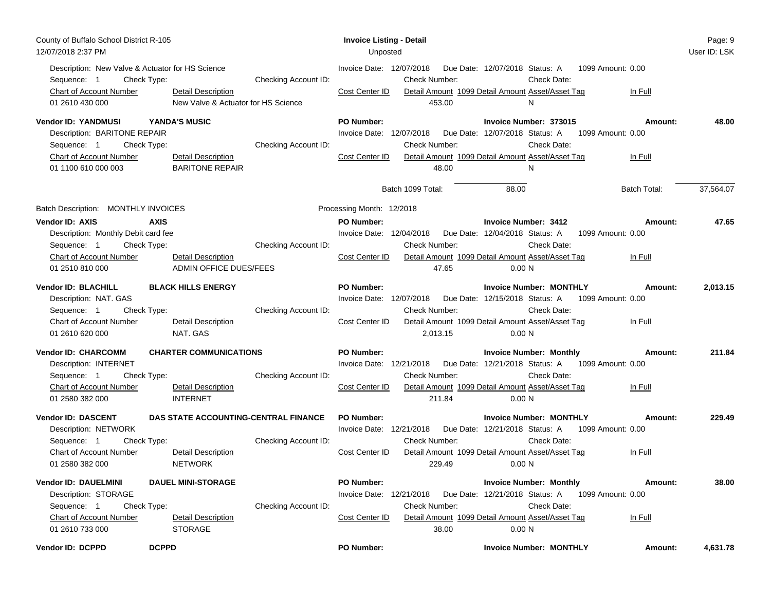Description: New Valve & Actuator for HS Science | Invoice Date: 12/07/2018 | Due Date: 12/07/2018 | Status: A | 1099 Amount: 0.00
Sequence: 1 | Check Type: | Checking Account ID: | Check Number: | Check Date:

| Chart of Account Number | Detail Description | Cost Center ID | Detail Amount | 1099 Detail Amount | Asset/Asset Tag | In Full |
|---|---|---|---|---|---|---|
| 01 2610 430 000 | New Valve & Actuator for HS Science | | 453.00 | | N | |

**Vendor ID: YANDMUSI** | **YANDA'S MUSIC** | **PO Number:** | **Invoice Number: 373015** | **Amount: 48.00**
Description: BARITONE REPAIR | Invoice Date: 12/07/2018 | Due Date: 12/07/2018 | Status: A | 1099 Amount: 0.00
Sequence: 1 | Check Type: | Checking Account ID: | Check Number: | Check Date:

| Chart of Account Number | Detail Description | Cost Center ID | Detail Amount | 1099 Detail Amount | Asset/Asset Tag | In Full |
|---|---|---|---|---|---|---|
| 01 1100 610 000 003 | BARITONE REPAIR | | 48.00 | | N | |

Batch 1099 Total: 88.00 | Batch Total: 37,564.07

Batch Description: MONTHLY INVOICES | Processing Month: 12/2018

**Vendor ID: AXIS** | **AXIS** | **PO Number:** | **Invoice Number: 3412** | **Amount: 47.65**
Description: Monthly Debit card fee | Invoice Date: 12/04/2018 | Due Date: 12/04/2018 | Status: A | 1099 Amount: 0.00
Sequence: 1 | Check Type: | Checking Account ID: | Check Number: | Check Date:

| Chart of Account Number | Detail Description | Cost Center ID | Detail Amount | 1099 Detail Amount | Asset/Asset Tag | In Full |
|---|---|---|---|---|---|---|
| 01 2510 810 000 | ADMIN OFFICE DUES/FEES | | 47.65 | 0.00 | N | |

**Vendor ID: BLACHILL** | **BLACK HILLS ENERGY** | **PO Number:** | **Invoice Number: MONTHLY** | **Amount: 2,013.15**
Description: NAT. GAS | Invoice Date: 12/07/2018 | Due Date: 12/15/2018 | Status: A | 1099 Amount: 0.00
Sequence: 1 | Check Type: | Checking Account ID: | Check Number: | Check Date:

| Chart of Account Number | Detail Description | Cost Center ID | Detail Amount | 1099 Detail Amount | Asset/Asset Tag | In Full |
|---|---|---|---|---|---|---|
| 01 2610 620 000 | NAT. GAS | | 2,013.15 | 0.00 | N | |

**Vendor ID: CHARCOMM** | **CHARTER COMMUNICATIONS** | **PO Number:** | **Invoice Number: Monthly** | **Amount: 211.84**
Description: INTERNET | Invoice Date: 12/21/2018 | Due Date: 12/21/2018 | Status: A | 1099 Amount: 0.00
Sequence: 1 | Check Type: | Checking Account ID: | Check Number: | Check Date:

| Chart of Account Number | Detail Description | Cost Center ID | Detail Amount | 1099 Detail Amount | Asset/Asset Tag | In Full |
|---|---|---|---|---|---|---|
| 01 2580 382 000 | INTERNET | | 211.84 | 0.00 | N | |

**Vendor ID: DASCENT** | **DAS STATE ACCOUNTING-CENTRAL FINANCE** | **PO Number:** | **Invoice Number: MONTHLY** | **Amount: 229.49**
Description: NETWORK | Invoice Date: 12/21/2018 | Due Date: 12/21/2018 | Status: A | 1099 Amount: 0.00
Sequence: 1 | Check Type: | Checking Account ID: | Check Number: | Check Date:

| Chart of Account Number | Detail Description | Cost Center ID | Detail Amount | 1099 Detail Amount | Asset/Asset Tag | In Full |
|---|---|---|---|---|---|---|
| 01 2580 382 000 | NETWORK | | 229.49 | 0.00 | N | |

**Vendor ID: DAUELMINI** | **DAUEL MINI-STORAGE** | **PO Number:** | **Invoice Number: Monthly** | **Amount: 38.00**
Description: STORAGE | Invoice Date: 12/21/2018 | Due Date: 12/21/2018 | Status: A | 1099 Amount: 0.00
Sequence: 1 | Check Type: | Checking Account ID: | Check Number: | Check Date:

| Chart of Account Number | Detail Description | Cost Center ID | Detail Amount | 1099 Detail Amount | Asset/Asset Tag | In Full |
|---|---|---|---|---|---|---|
| 01 2610 733 000 | STORAGE | | 38.00 | 0.00 | N | |

**Vendor ID: DCPPD** | **DCPPD** | **PO Number:** | **Invoice Number: MONTHLY** | **Amount: 4,631.78**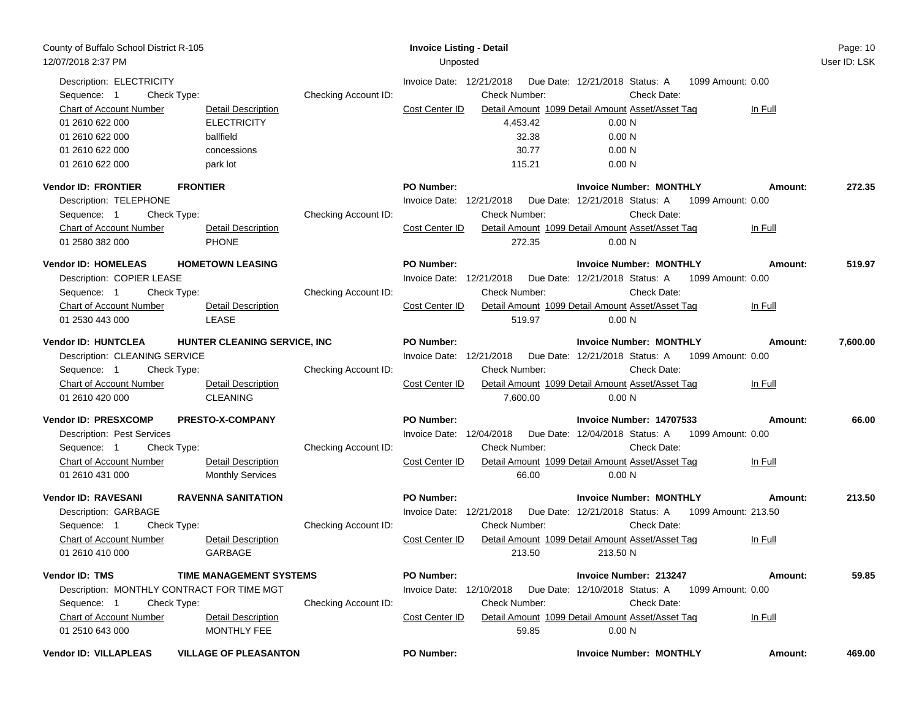Description: ELECTRICITY | Invoice Date: 12/21/2018 | Due Date: 12/21/2018 | Status: A | 1099 Amount: 0.00

Sequence: 1 | Check Type: | Checking Account ID: | Check Number: | Check Date:

| Chart of Account Number | Detail Description | Cost Center ID | Detail Amount | 1099 Detail Amount | Asset/Asset Tag | In Full |
|---|---|---|---|---|---|---|
| 01 2610 622 000 | ELECTRICITY | | 4,453.42 | 0.00 | | N |
| 01 2610 622 000 | ballfield | | 32.38 | 0.00 | | N |
| 01 2610 622 000 | concessions | | 30.77 | 0.00 | | N |
| 01 2610 622 000 | park lot | | 115.21 | 0.00 | | N |

**Vendor ID: FRONTIER** **FRONTIER** | **PO Number:** | **Invoice Number: MONTHLY** | **Amount: 272.35**

Description: TELEPHONE | Invoice Date: 12/21/2018 | Due Date: 12/21/2018 | Status: A | 1099 Amount: 0.00

Sequence: 1 | Check Type: | Checking Account ID: | Check Number: | Check Date:

| Chart of Account Number | Detail Description | Cost Center ID | Detail Amount | 1099 Detail Amount | Asset/Asset Tag | In Full |
|---|---|---|---|---|---|---|
| 01 2580 382 000 | PHONE | | 272.35 | 0.00 | | N |

**Vendor ID: HOMELEAS** **HOMETOWN LEASING** | **PO Number:** | **Invoice Number: MONTHLY** | **Amount: 519.97**

Description: COPIER LEASE | Invoice Date: 12/21/2018 | Due Date: 12/21/2018 | Status: A | 1099 Amount: 0.00

Sequence: 1 | Check Type: | Checking Account ID: | Check Number: | Check Date:

| Chart of Account Number | Detail Description | Cost Center ID | Detail Amount | 1099 Detail Amount | Asset/Asset Tag | In Full |
|---|---|---|---|---|---|---|
| 01 2530 443 000 | LEASE | | 519.97 | 0.00 | | N |

**Vendor ID: HUNTCLEA** **HUNTER CLEANING SERVICE, INC** | **PO Number:** | **Invoice Number: MONTHLY** | **Amount: 7,600.00**

Description: CLEANING SERVICE | Invoice Date: 12/21/2018 | Due Date: 12/21/2018 | Status: A | 1099 Amount: 0.00

Sequence: 1 | Check Type: | Checking Account ID: | Check Number: | Check Date:

| Chart of Account Number | Detail Description | Cost Center ID | Detail Amount | 1099 Detail Amount | Asset/Asset Tag | In Full |
|---|---|---|---|---|---|---|
| 01 2610 420 000 | CLEANING | | 7,600.00 | 0.00 | | N |

**Vendor ID: PRESXCOMP** **PRESTO-X-COMPANY** | **PO Number:** | **Invoice Number: 14707533** | **Amount: 66.00**

Description: Pest Services | Invoice Date: 12/04/2018 | Due Date: 12/04/2018 | Status: A | 1099 Amount: 0.00

Sequence: 1 | Check Type: | Checking Account ID: | Check Number: | Check Date:

| Chart of Account Number | Detail Description | Cost Center ID | Detail Amount | 1099 Detail Amount | Asset/Asset Tag | In Full |
|---|---|---|---|---|---|---|
| 01 2610 431 000 | Monthly Services | | 66.00 | 0.00 | | N |

**Vendor ID: RAVESANI** **RAVENNA SANITATION** | **PO Number:** | **Invoice Number: MONTHLY** | **Amount: 213.50**

Description: GARBAGE | Invoice Date: 12/21/2018 | Due Date: 12/21/2018 | Status: A | 1099 Amount: 213.50

Sequence: 1 | Check Type: | Checking Account ID: | Check Number: | Check Date:

| Chart of Account Number | Detail Description | Cost Center ID | Detail Amount | 1099 Detail Amount | Asset/Asset Tag | In Full |
|---|---|---|---|---|---|---|
| 01 2610 410 000 | GARBAGE | | 213.50 | 213.50 | | N |

**Vendor ID: TMS** **TIME MANAGEMENT SYSTEMS** | **PO Number:** | **Invoice Number: 213247** | **Amount: 59.85**

Description: MONTHLY CONTRACT FOR TIME MGT | Invoice Date: 12/10/2018 | Due Date: 12/10/2018 | Status: A | 1099 Amount: 0.00

Sequence: 1 | Check Type: | Checking Account ID: | Check Number: | Check Date:

| Chart of Account Number | Detail Description | Cost Center ID | Detail Amount | 1099 Detail Amount | Asset/Asset Tag | In Full |
|---|---|---|---|---|---|---|
| 01 2510 643 000 | MONTHLY FEE | | 59.85 | 0.00 | | N |

**Vendor ID: VILLAPLEAS** **VILLAGE OF PLEASANTON** | **PO Number:** | **Invoice Number: MONTHLY** | **Amount: 469.00**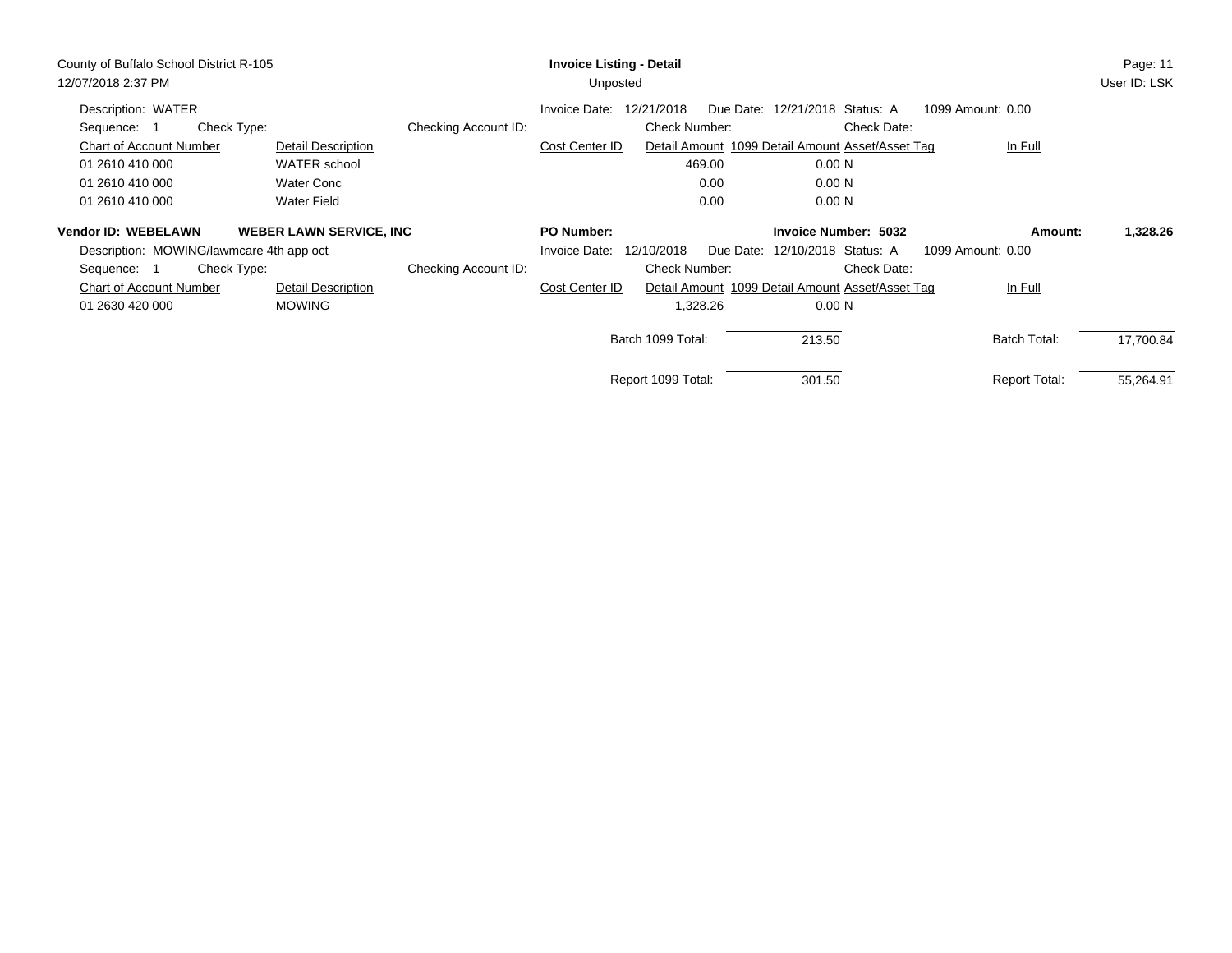Description: WATER

Sequence: 1 Check Type: Checking Account ID:

Invoice Date: 12/21/2018 Due Date: 12/21/2018 Status: A 1099 Amount: 0.00

Check Number: Check Date:

| Chart of Account Number | Detail Description | Cost Center ID | Detail Amount | 1099 Detail Amount | Asset/Asset Tag | In Full |
|---|---|---|---|---|---|---|
| 01 2610 410 000 | WATER school | | 469.00 | 0.00 | | N |
| 01 2610 410 000 | Water Conc | | 0.00 | 0.00 | | N |
| 01 2610 410 000 | Water Field | | 0.00 | 0.00 | | N |

**Vendor ID: WEBELAWN** **WEBER LAWN SERVICE, INC** **PO Number:** **Invoice Number: 5032** **Amount: 1,328.26**

Description: MOWING/lawmcare 4th app oct

Sequence: 1 Check Type: Checking Account ID:

Invoice Date: 12/10/2018 Due Date: 12/10/2018 Status: A 1099 Amount: 0.00

Check Number: Check Date:

| Chart of Account Number | Detail Description | Cost Center ID | Detail Amount | 1099 Detail Amount | Asset/Asset Tag | In Full |
|---|---|---|---|---|---|---|
| 01 2630 420 000 | MOWING | | 1,328.26 | 0.00 | | N |

Batch 1099 Total: 213.50 Batch Total: 17,700.84

Report 1099 Total: 301.50 Report Total: 55,264.91